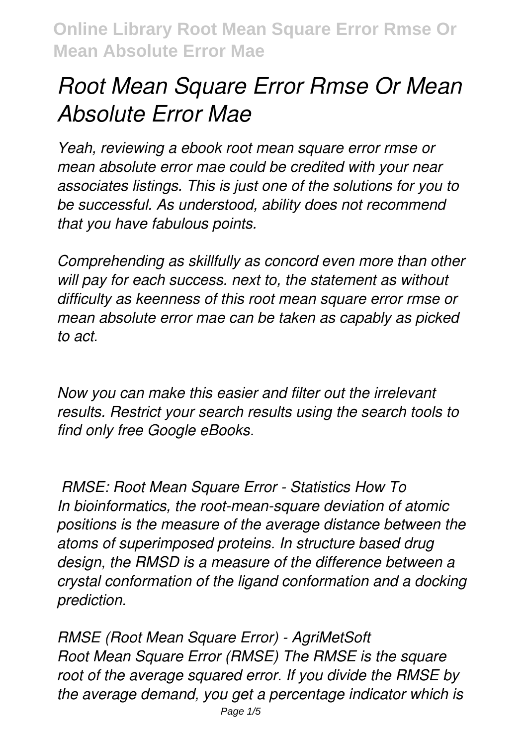# *Root Mean Square Error Rmse Or Mean Absolute Error Mae*

*Yeah, reviewing a ebook root mean square error rmse or mean absolute error mae could be credited with your near associates listings. This is just one of the solutions for you to be successful. As understood, ability does not recommend that you have fabulous points.*

*Comprehending as skillfully as concord even more than other will pay for each success. next to, the statement as without difficulty as keenness of this root mean square error rmse or mean absolute error mae can be taken as capably as picked to act.*

*Now you can make this easier and filter out the irrelevant results. Restrict your search results using the search tools to find only free Google eBooks.*

*RMSE: Root Mean Square Error - Statistics How To*

*In bioinformatics, the root-mean-square deviation of atomic positions is the measure of the average distance between the atoms of superimposed proteins. In structure based drug design, the RMSD is a measure of the difference between a crystal conformation of the ligand conformation and a docking prediction.*

*RMSE (Root Mean Square Error) - AgriMetSoft*

*Root Mean Square Error (RMSE) The RMSE is the square root of the average squared error. If you divide the RMSE by the average demand, you get a percentage indicator which is*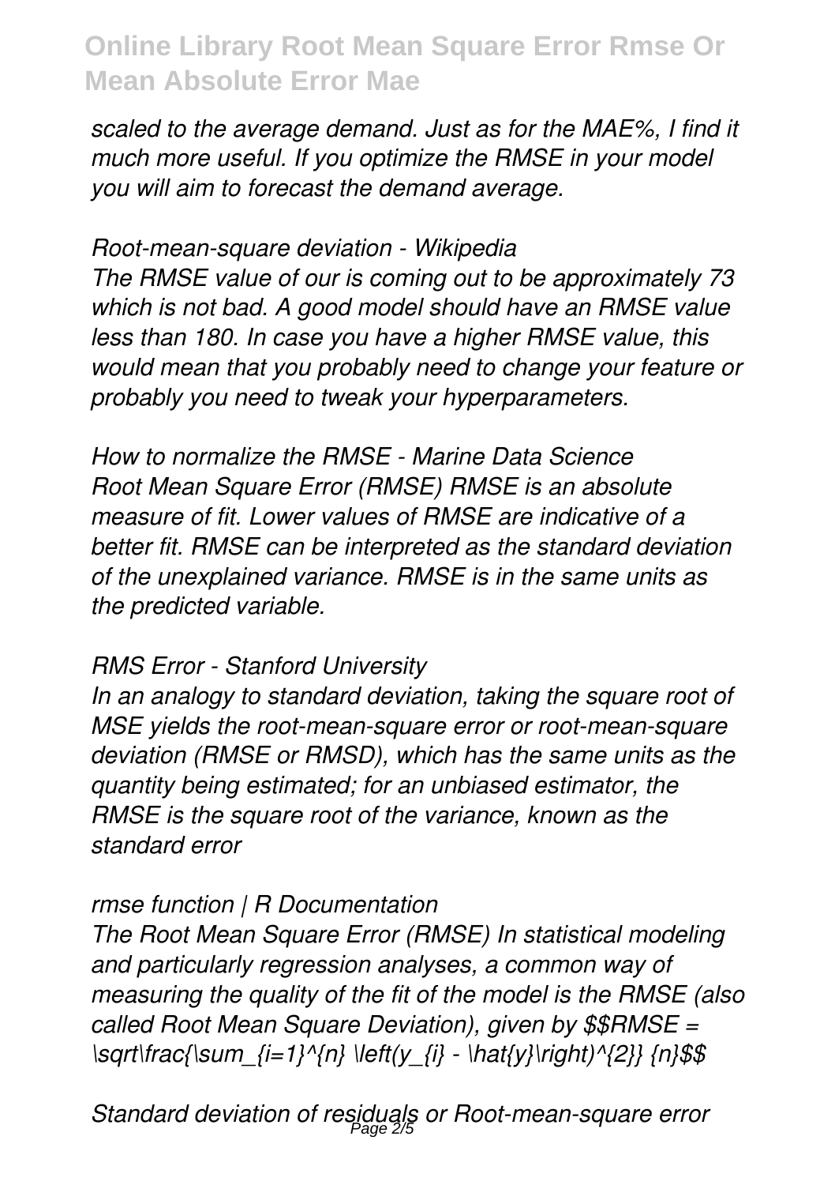*scaled to the average demand. Just as for the MAE%, I find it much more useful. If you optimize the RMSE in your model you will aim to forecast the demand average.*

*Root-mean-square deviation - Wikipedia*

*The RMSE value of our is coming out to be approximately 73 which is not bad. A good model should have an RMSE value less than 180. In case you have a higher RMSE value, this would mean that you probably need to change your feature or probably you need to tweak your hyperparameters.*

*How to normalize the RMSE - Marine Data Science*

*Root Mean Square Error (RMSE) RMSE is an absolute measure of fit. Lower values of RMSE are indicative of a better fit. RMSE can be interpreted as the standard deviation of the unexplained variance. RMSE is in the same units as the predicted variable.*

*RMS Error - Stanford University*

*In an analogy to standard deviation, taking the square root of MSE yields the root-mean-square error or root-mean-square deviation (RMSE or RMSD), which has the same units as the quantity being estimated; for an unbiased estimator, the RMSE is the square root of the variance, known as the standard error*

*rmse function | R Documentation*

*The Root Mean Square Error (RMSE) In statistical modeling and particularly regression analyses, a common way of measuring the quality of the fit of the model is the RMSE (also called Root Mean Square Deviation), given by* $$RMSE = \sqrt\frac{\sum_{i=1}^{n} \left(y_{i} - \hat{y}\right)^{2}} {n}$$

*Standard deviation of residuals or Root-mean-square error*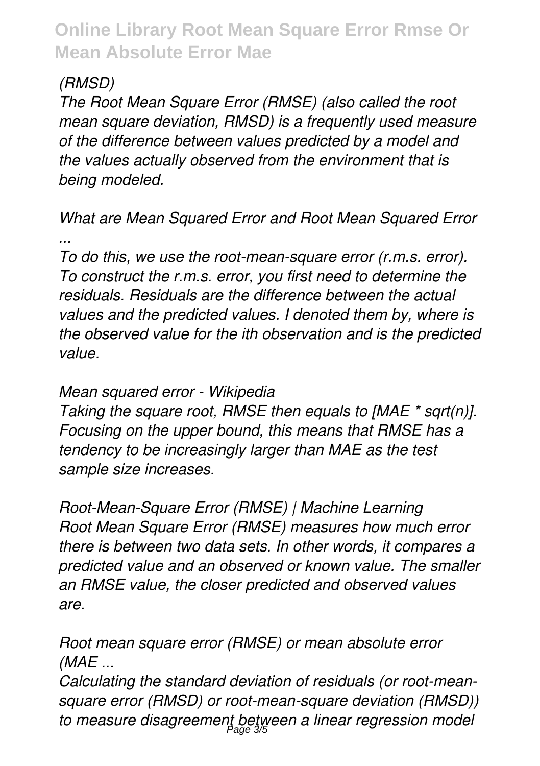*(RMSD)*

*The Root Mean Square Error (RMSE) (also called the root mean square deviation, RMSD) is a frequently used measure of the difference between values predicted by a model and the values actually observed from the environment that is being modeled.*

*What are Mean Squared Error and Root Mean Squared Error ...*

*To do this, we use the root-mean-square error (r.m.s. error). To construct the r.m.s. error, you first need to determine the residuals. Residuals are the difference between the actual values and the predicted values. I denoted them by, where is the observed value for the ith observation and is the predicted value.*

*Mean squared error - Wikipedia*

*Taking the square root, RMSE then equals to [MAE * sqrt(n)]. Focusing on the upper bound, this means that RMSE has a tendency to be increasingly larger than MAE as the test sample size increases.*

*Root-Mean-Square Error (RMSE) | Machine Learning*

*Root Mean Square Error (RMSE) measures how much error there is between two data sets. In other words, it compares a predicted value and an observed or known value. The smaller an RMSE value, the closer predicted and observed values are.*

*Root mean square error (RMSE) or mean absolute error (MAE ...*

*Calculating the standard deviation of residuals (or root-mean-square error (RMSD) or root-mean-square deviation (RMSD)) to measure disagreement between a linear regression model*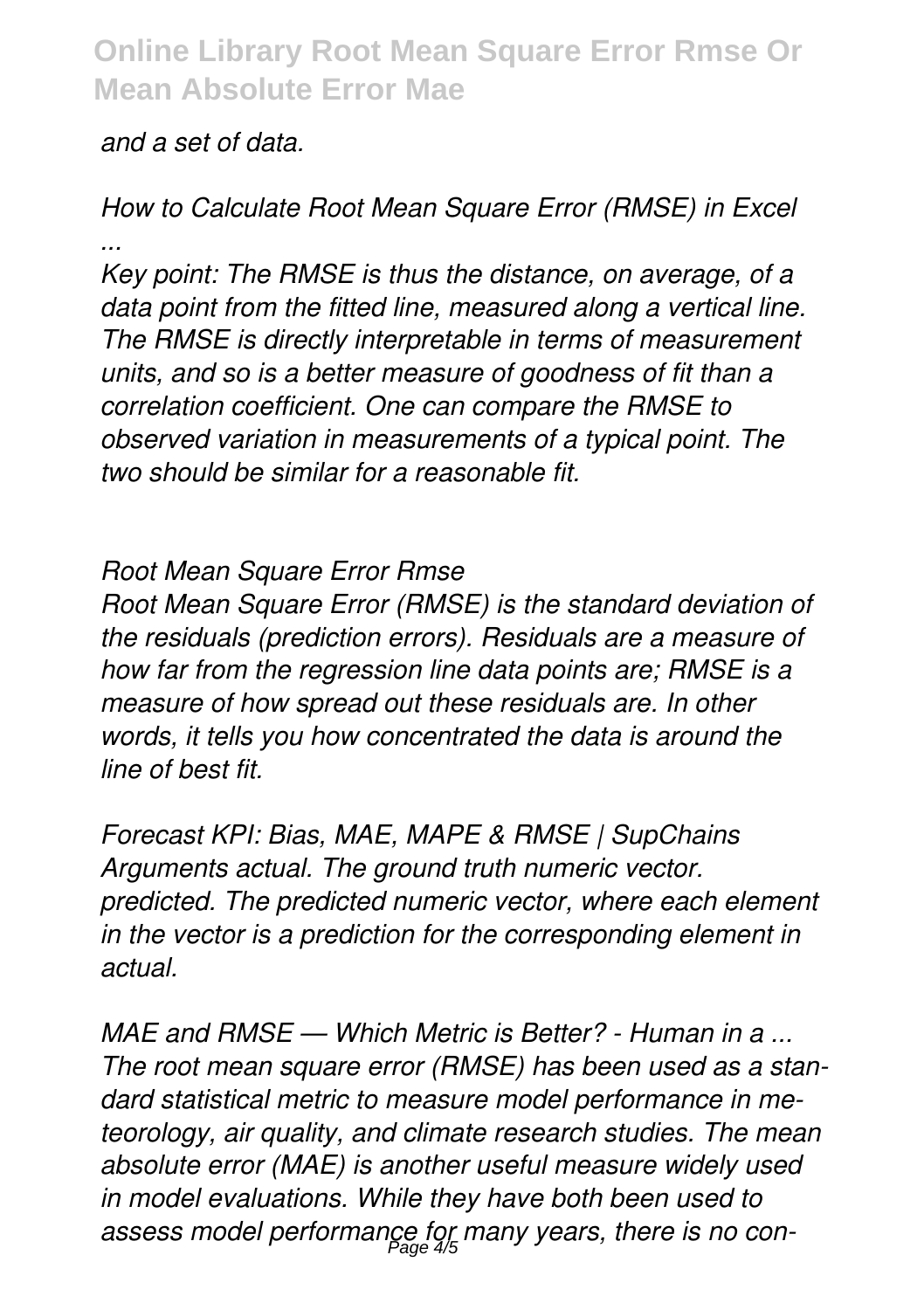*and a set of data.*

*How to Calculate Root Mean Square Error (RMSE) in Excel ...*

*Key point: The RMSE is thus the distance, on average, of a data point from the fitted line, measured along a vertical line. The RMSE is directly interpretable in terms of measurement units, and so is a better measure of goodness of fit than a correlation coefficient. One can compare the RMSE to observed variation in measurements of a typical point. The two should be similar for a reasonable fit.*

*Root Mean Square Error Rmse*

*Root Mean Square Error (RMSE) is the standard deviation of the residuals (prediction errors). Residuals are a measure of how far from the regression line data points are; RMSE is a measure of how spread out these residuals are. In other words, it tells you how concentrated the data is around the line of best fit.*

*Forecast KPI: Bias, MAE, MAPE & RMSE | SupChains*

*Arguments actual. The ground truth numeric vector. predicted. The predicted numeric vector, where each element in the vector is a prediction for the corresponding element in actual.*

*MAE and RMSE — Which Metric is Better? - Human in a ...*

*The root mean square error (RMSE) has been used as a standard statistical metric to measure model performance in meteorology, air quality, and climate research studies. The mean absolute error (MAE) is another useful measure widely used in model evaluations. While they have both been used to assess model performance for many years, there is no con-*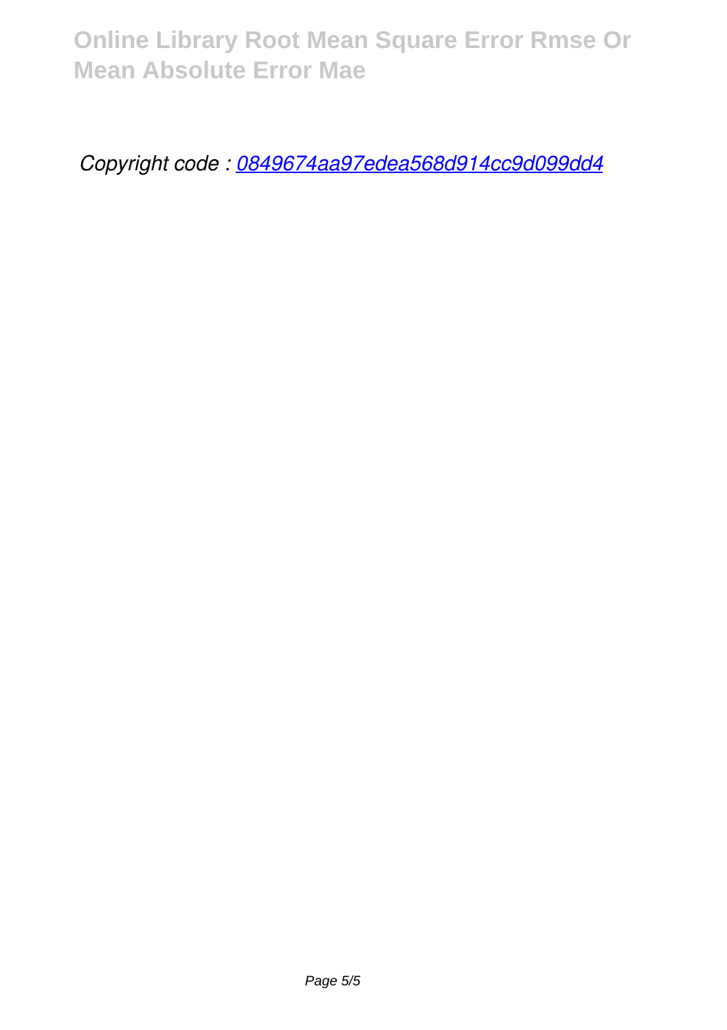*Copyright code : [0849674aa97edea568d914cc9d099dd4](0849674aa97edea568d914cc9d099dd4)*